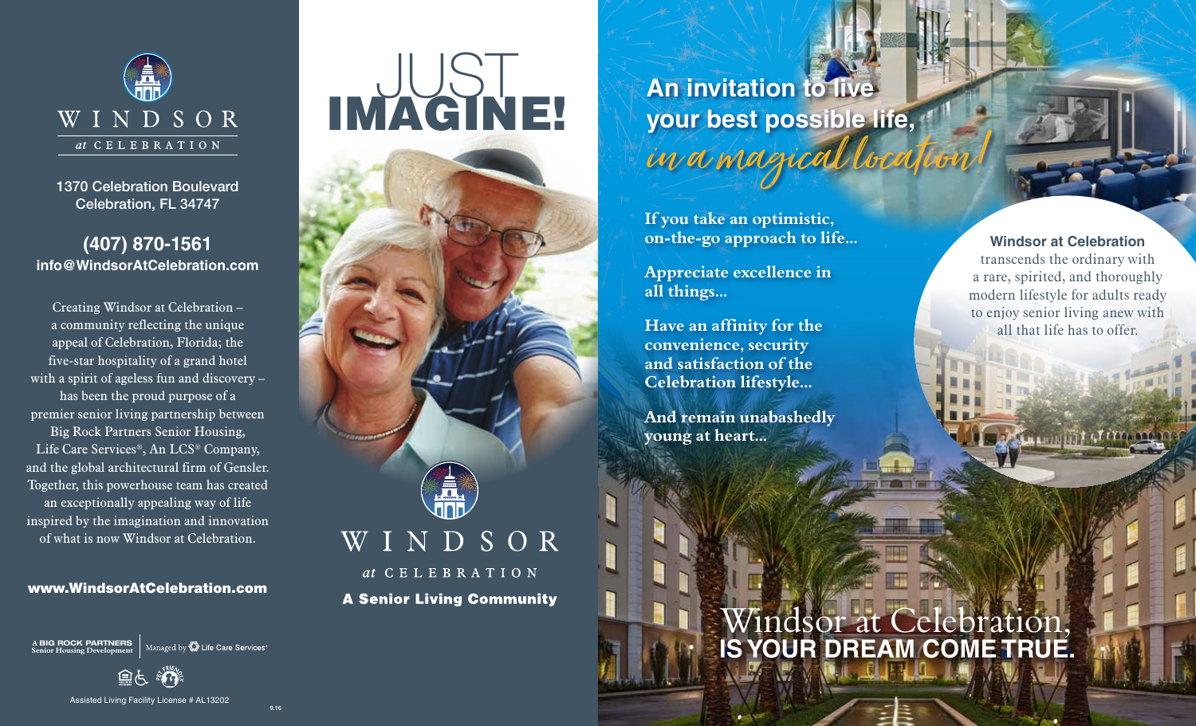# WINDSOR

*at* CELEBRATION

1370 Celebration Boulevard
Celebration, FL 34747

**(407) 870-1561**
**info@WindsorAtCelebration.com**

Creating Windsor at Celebration – a community reflecting the unique appeal of Celebration, Florida; the five-star hospitality of a grand hotel with a spirit of ageless fun and discovery – has been the proud purpose of a premier senior living partnership between Big Rock Partners Senior Housing, Life Care Services®, An LCS® Company, and the global architectural firm of Gensler. Together, this powerhouse team has created an exceptionally appealing way of life inspired by the imagination and innovation of what is now Windsor at Celebration.

**www.WindsorAtCelebration.com**

A BIG ROCK PARTNERS Senior Housing Development | Managed by Life Care Services®

Assisted Living Facility License # AL13202

9.16

# JUST IMAGINE!

WINDSOR

*at* CELEBRATION

**A Senior Living Community**

## An invitation to live your best possible life, *in a magical location!*

**If you take an optimistic, on-the-go approach to life...**

**Appreciate excellence in all things...**

**Have an affinity for the convenience, security and satisfaction of the Celebration lifestyle...**

**And remain unabashedly young at heart...**

**Windsor at Celebration** transcends the ordinary with a rare, spirited, and thoroughly modern lifestyle for adults ready to enjoy senior living anew with all that life has to offer.

Windsor at Celebration, **IS YOUR DREAM COME TRUE.**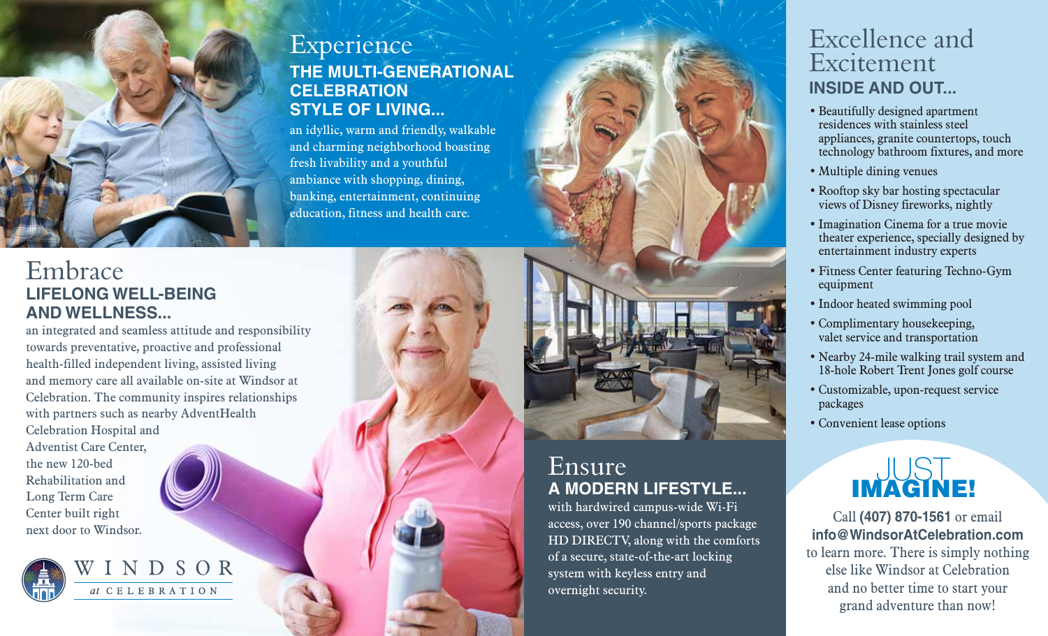## Experience
### THE MULTI-GENERATIONAL CELEBRATION STYLE OF LIVING...

an idyllic, warm and friendly, walkable and charming neighborhood boasting fresh livability and a youthful ambiance with shopping, dining, banking, entertainment, continuing education, fitness and health care.

## Embrace
### LIFELONG WELL-BEING AND WELLNESS...

an integrated and seamless attitude and responsibility towards preventative, proactive and professional health-filled independent living, assisted living and memory care all available on-site at Windsor at Celebration. The community inspires relationships with partners such as nearby AdventHealth Celebration Hospital and Adventist Care Center, the new 120-bed Rehabilitation and Long Term Care Center built right next door to Windsor.

WINDSOR at CELEBRATION

## Ensure
### A MODERN LIFESTYLE...

with hardwired campus-wide Wi-Fi access, over 190 channel/sports package HD DIRECTV, along with the comforts of a secure, state-of-the-art locking system with keyless entry and overnight security.

## Excellence and Excitement
### INSIDE AND OUT...

- Beautifully designed apartment residences with stainless steel appliances, granite countertops, touch technology bathroom fixtures, and more
- Multiple dining venues
- Rooftop sky bar hosting spectacular views of Disney fireworks, nightly
- Imagination Cinema for a true movie theater experience, specially designed by entertainment industry experts
- Fitness Center featuring Techno-Gym equipment
- Indoor heated swimming pool
- Complimentary housekeeping, valet service and transportation
- Nearby 24-mile walking trail system and 18-hole Robert Trent Jones golf course
- Customizable, upon-request service packages
- Convenient lease options

## JUST IMAGINE!

Call **(407) 870-1561** or email **info@WindsorAtCelebration.com** to learn more. There is simply nothing else like Windsor at Celebration and no better time to start your grand adventure than now!